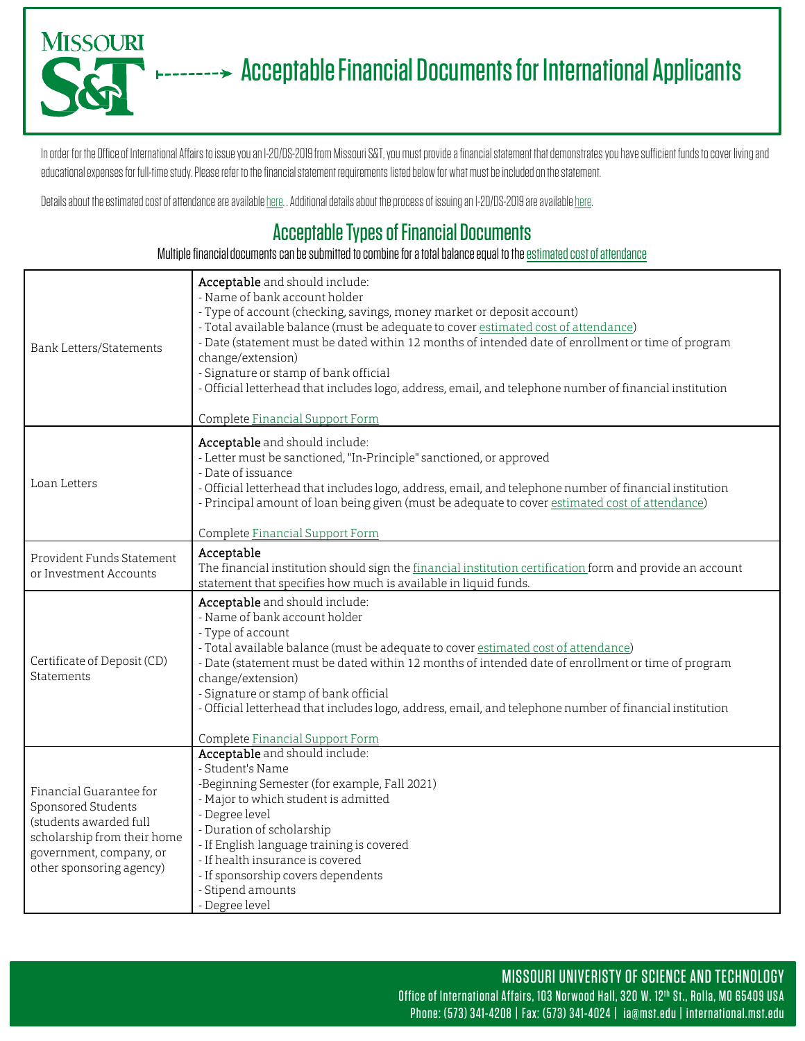# Acceptable Financial Documents for International Applicants

In order for the Office of International Affairs to issue you an I-20/DS-2019 from Missouri S&T, you must provide a financial statement that demonstrates you have sufficient funds to cover living and educational expenses for full-time study. Please refer to the financial statement requirements listed below for what must be included on the statement.

Details about the estimated cost of attendance are available here. . Additional details about the process of issuing an I-20/DS-2019 are available here.

## Acceptable Types of Financial Documents

Multiple financial documents can be submitted to combine for a total balance equal to the estimated cost of attendance

| | |
|---|---|
| Bank Letters/Statements | **Acceptable** and should include:<br>- Name of bank account holder<br>- Type of account (checking, savings, money market or deposit account)<br>- Total available balance (must be adequate to cover estimated cost of attendance)<br>- Date (statement must be dated within 12 months of intended date of enrollment or time of program change/extension)<br>- Signature or stamp of bank official<br>- Official letterhead that includes logo, address, email, and telephone number of financial institution<br><br>Complete Financial Support Form |
| Loan Letters | **Acceptable** and should include:<br>- Letter must be sanctioned, "In-Principle" sanctioned, or approved<br>- Date of issuance<br>- Official letterhead that includes logo, address, email, and telephone number of financial institution<br>- Principal amount of loan being given (must be adequate to cover estimated cost of attendance)<br><br>Complete Financial Support Form |
| Provident Funds Statement or Investment Accounts | **Acceptable**<br>The financial institution should sign the financial institution certification form and provide an account statement that specifies how much is available in liquid funds. |
| Certificate of Deposit (CD) Statements | **Acceptable** and should include:<br>- Name of bank account holder<br>- Type of account<br>- Total available balance (must be adequate to cover estimated cost of attendance)<br>- Date (statement must be dated within 12 months of intended date of enrollment or time of program change/extension)<br>- Signature or stamp of bank official<br>- Official letterhead that includes logo, address, email, and telephone number of financial institution<br><br>Complete Financial Support Form |
| Financial Guarantee for Sponsored Students (students awarded full scholarship from their home government, company, or other sponsoring agency) | **Acceptable** and should include:<br>- Student's Name<br>-Beginning Semester (for example, Fall 2021)<br>- Major to which student is admitted<br>- Degree level<br>- Duration of scholarship<br>- If English language training is covered<br>- If health insurance is covered<br>- If sponsorship covers dependents<br>- Stipend amounts<br>- Degree level |

MISSOURI UNIVERISTY OF SCIENCE AND TECHNOLOGY
Office of International Affairs, 103 Norwood Hall, 320 W. 12th St., Rolla, MO 65409 USA
Phone: (573) 341-4208 | Fax: (573) 341-4024 | ia@mst.edu | international.mst.edu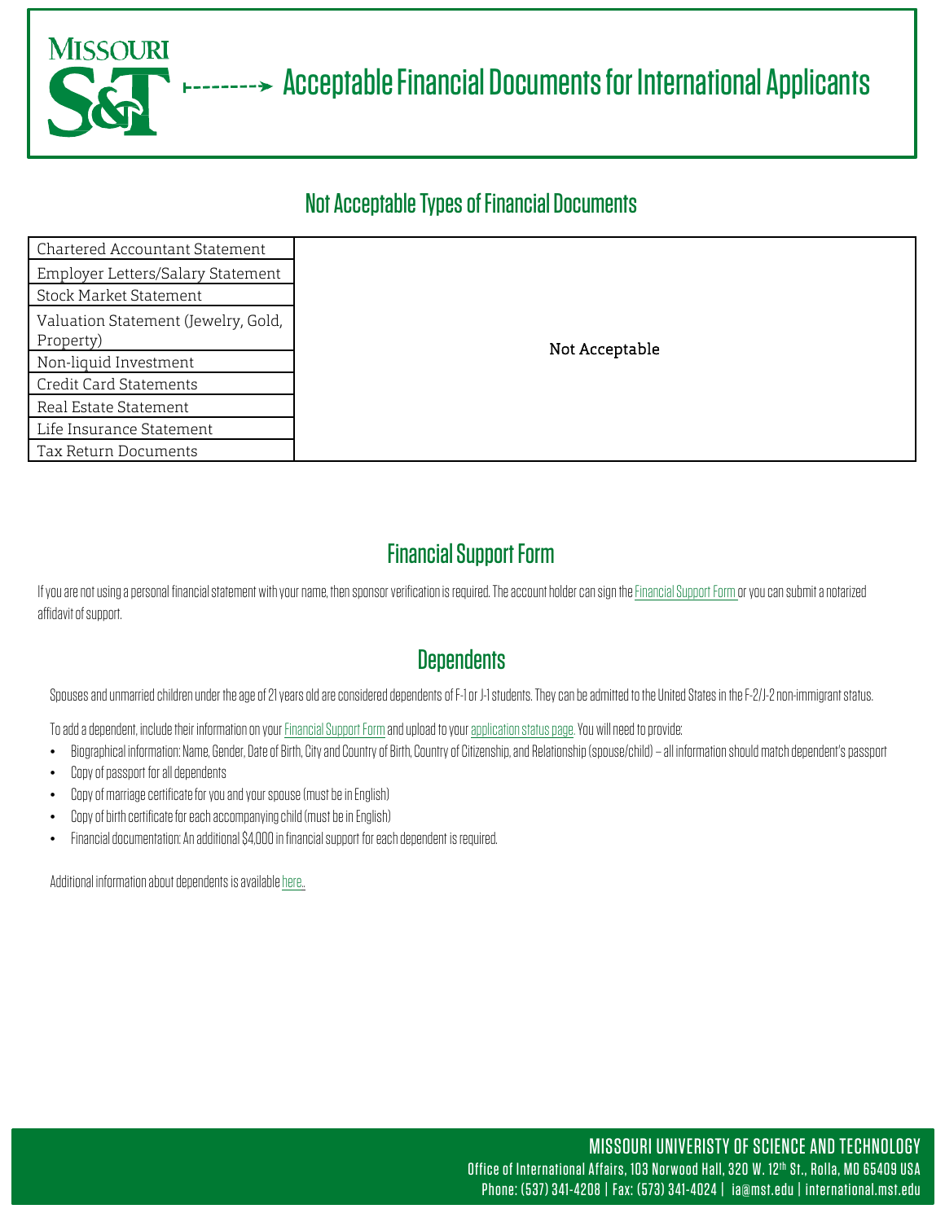# Acceptable Financial Documents for International Applicants

## Not Acceptable Types of Financial Documents

| | |
|---|---|
| Chartered Accountant Statement | Not Acceptable |
| Employer Letters/Salary Statement | |
| Stock Market Statement | |
| Valuation Statement (Jewelry, Gold, Property) | |
| Non-liquid Investment | |
| Credit Card Statements | |
| Real Estate Statement | |
| Life Insurance Statement | |
| Tax Return Documents | |

## Financial Support Form

If you are not using a personal financial statement with your name, then sponsor verification is required. The account holder can sign the Financial Support Form or you can submit a notarized affidavit of support.

## Dependents

Spouses and unmarried children under the age of 21 years old are considered dependents of F-1 or J-1 students. They can be admitted to the United States in the F-2/J-2 non-immigrant status.

To add a dependent, include their information on your Financial Support Form and upload to your application status page. You will need to provide:

- Biographical information: Name, Gender, Date of Birth, City and Country of Birth, Country of Citizenship, and Relationship (spouse/child) – all information should match dependent's passport
- Copy of passport for all dependents
- Copy of marriage certificate for you and your spouse (must be in English)
- Copy of birth certificate for each accompanying child (must be in English)
- Financial documentation: An additional $4,000 in financial support for each dependent is required.

Additional information about dependents is available here..

MISSOURI UNIVERSITY OF SCIENCE AND TECHNOLOGY
Office of International Affairs, 103 Norwood Hall, 320 W. 12th St., Rolla, MO 65409 USA
Phone: (537) 341-4208 | Fax: (573) 341-4024 | ia@mst.edu | international.mst.edu